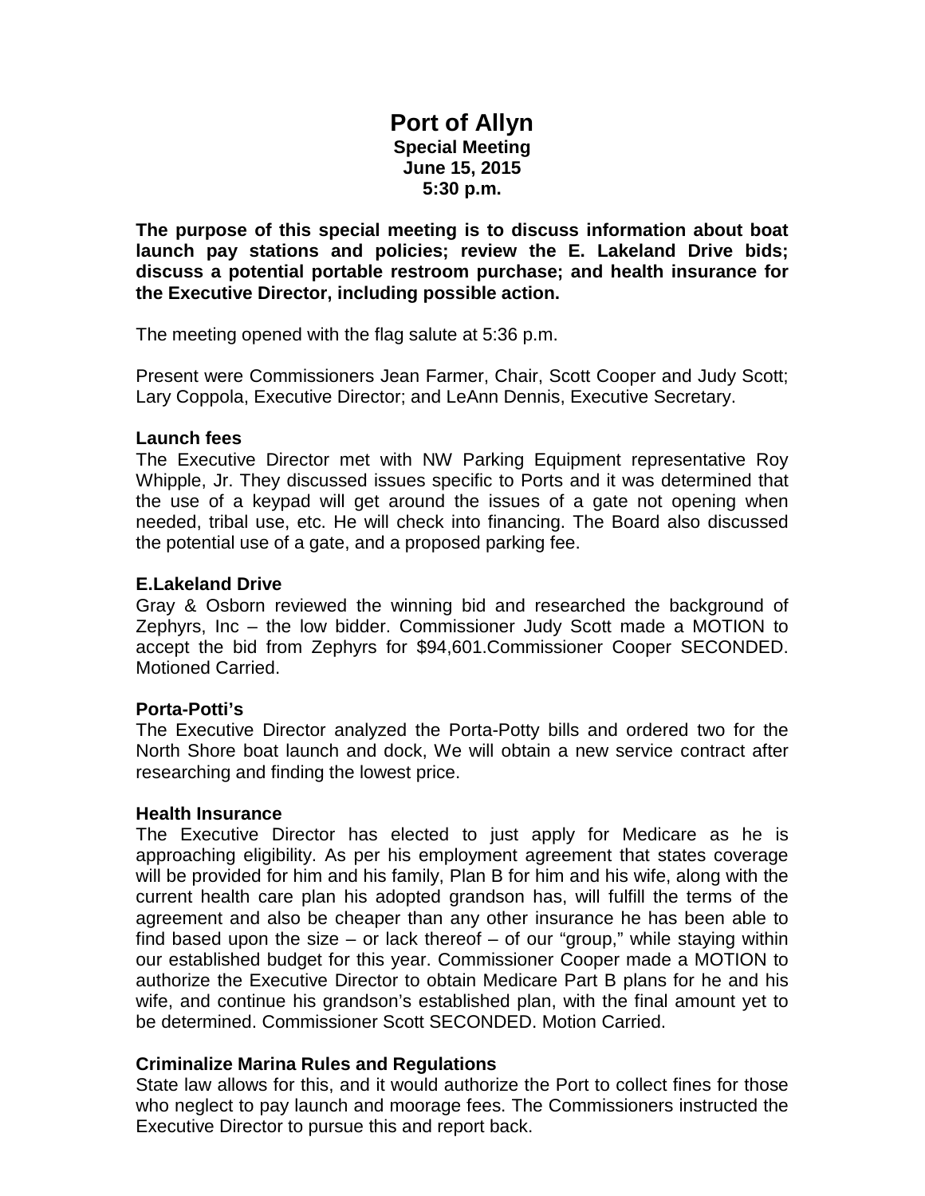# Port of Allyn

**Special Meeting**
**June 15, 2015**
**5:30 p.m.**

**The purpose of this special meeting is to discuss information about boat launch pay stations and policies; review the E. Lakeland Drive bids; discuss a potential portable restroom purchase; and health insurance for the Executive Director, including possible action.**

The meeting opened with the flag salute at 5:36 p.m.

Present were Commissioners Jean Farmer, Chair, Scott Cooper and Judy Scott; Lary Coppola, Executive Director; and LeAnn Dennis, Executive Secretary.

### Launch fees

The Executive Director met with NW Parking Equipment representative Roy Whipple, Jr. They discussed issues specific to Ports and it was determined that the use of a keypad will get around the issues of a gate not opening when needed, tribal use, etc. He will check into financing. The Board also discussed the potential use of a gate, and a proposed parking fee.

### E.Lakeland Drive

Gray & Osborn reviewed the winning bid and researched the background of Zephyrs, Inc – the low bidder. Commissioner Judy Scott made a MOTION to accept the bid from Zephyrs for $94,601.Commissioner Cooper SECONDED. Motioned Carried.

### Porta-Potti's

The Executive Director analyzed the Porta-Potty bills and ordered two for the North Shore boat launch and dock, We will obtain a new service contract after researching and finding the lowest price.

### Health Insurance

The Executive Director has elected to just apply for Medicare as he is approaching eligibility. As per his employment agreement that states coverage will be provided for him and his family, Plan B for him and his wife, along with the current health care plan his adopted grandson has, will fulfill the terms of the agreement and also be cheaper than any other insurance he has been able to find based upon the size – or lack thereof – of our "group," while staying within our established budget for this year. Commissioner Cooper made a MOTION to authorize the Executive Director to obtain Medicare Part B plans for he and his wife, and continue his grandson's established plan, with the final amount yet to be determined. Commissioner Scott SECONDED. Motion Carried.

### Criminalize Marina Rules and Regulations

State law allows for this, and it would authorize the Port to collect fines for those who neglect to pay launch and moorage fees. The Commissioners instructed the Executive Director to pursue this and report back.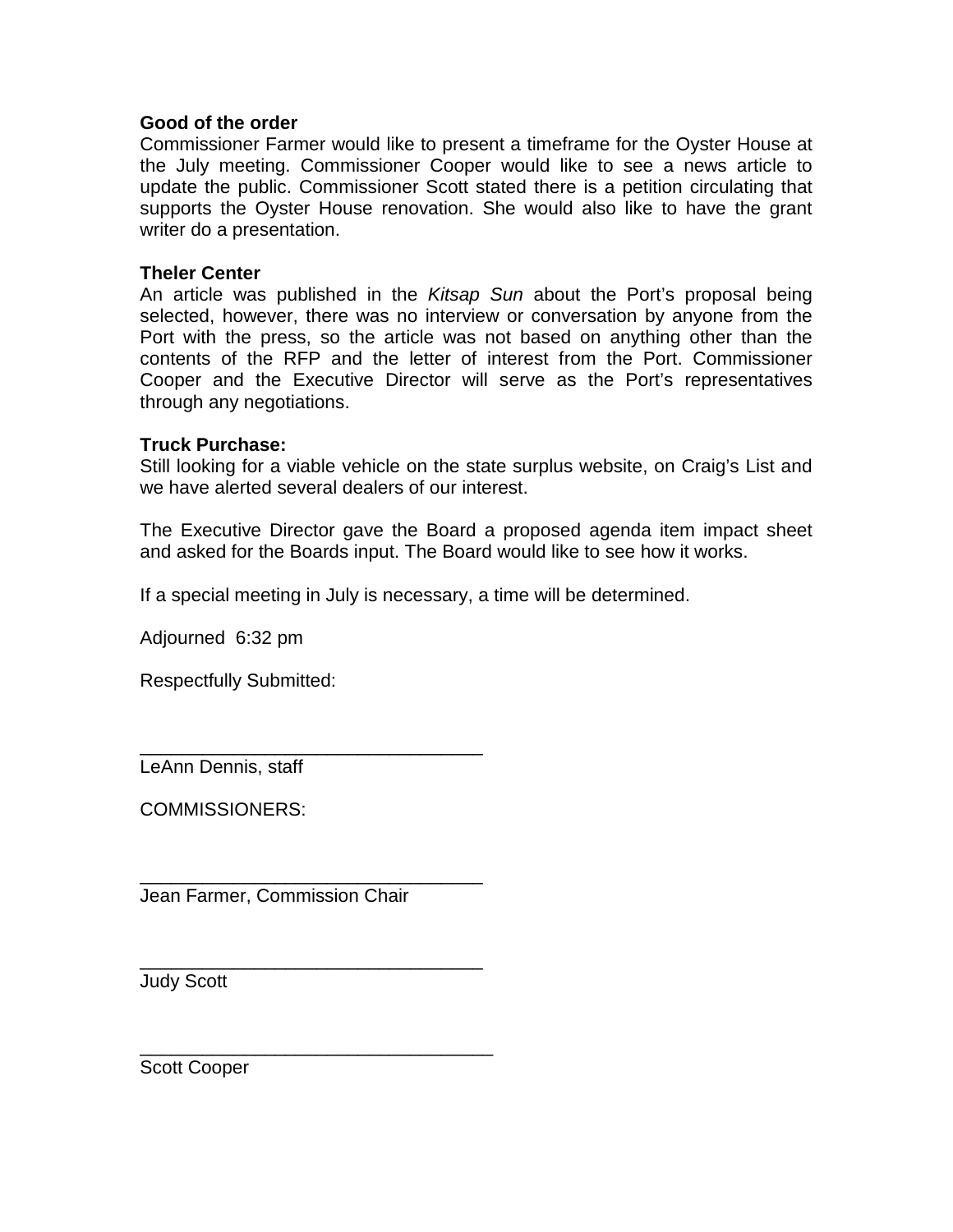**Good of the order**

Commissioner Farmer would like to present a timeframe for the Oyster House at the July meeting. Commissioner Cooper would like to see a news article to update the public. Commissioner Scott stated there is a petition circulating that supports the Oyster House renovation. She would also like to have the grant writer do a presentation.

**Theler Center**

An article was published in the *Kitsap Sun* about the Port's proposal being selected, however, there was no interview or conversation by anyone from the Port with the press, so the article was not based on anything other than the contents of the RFP and the letter of interest from the Port. Commissioner Cooper and the Executive Director will serve as the Port's representatives through any negotiations.

**Truck Purchase:**

Still looking for a viable vehicle on the state surplus website, on Craig's List and we have alerted several dealers of our interest.

The Executive Director gave the Board a proposed agenda item impact sheet and asked for the Boards input. The Board would like to see how it works.

If a special meeting in July is necessary, a time will be determined.

Adjourned 6:32 pm

Respectfully Submitted:

_________________________________
LeAnn Dennis, staff

COMMISSIONERS:

_________________________________
Jean Farmer, Commission Chair

_________________________________
Judy Scott

_________________________________
Scott Cooper